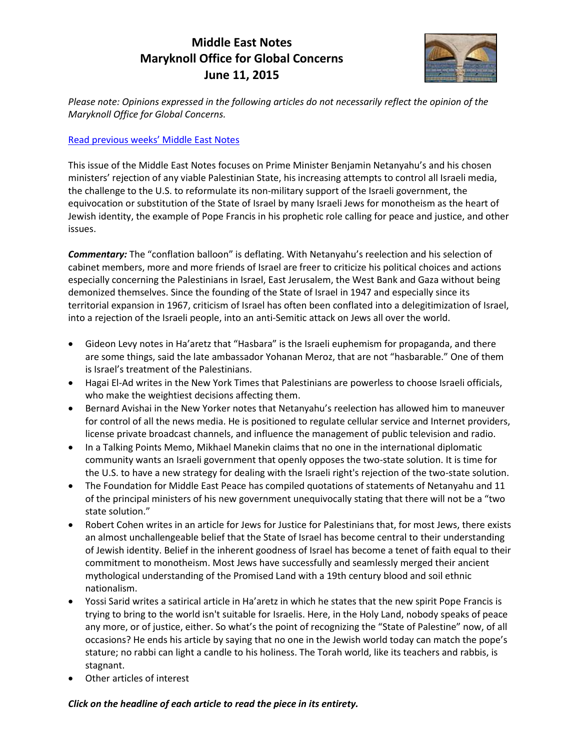# Middle East Notes
## Maryknoll Office for Global Concerns
## June 11, 2015

*Please note: Opinions expressed in the following articles do not necessarily reflect the opinion of the Maryknoll Office for Global Concerns.*

[Read previous weeks' Middle East Notes]

This issue of the Middle East Notes focuses on Prime Minister Benjamin Netanyahu's and his chosen ministers' rejection of any viable Palestinian State, his increasing attempts to control all Israeli media, the challenge to the U.S. to reformulate its non-military support of the Israeli government, the equivocation or substitution of the State of Israel by many Israeli Jews for monotheism as the heart of Jewish identity, the example of Pope Francis in his prophetic role calling for peace and justice, and other issues.

***Commentary:*** The "conflation balloon" is deflating. With Netanyahu's reelection and his selection of cabinet members, more and more friends of Israel are freer to criticize his political choices and actions especially concerning the Palestinians in Israel, East Jerusalem, the West Bank and Gaza without being demonized themselves. Since the founding of the State of Israel in 1947 and especially since its territorial expansion in 1967, criticism of Israel has often been conflated into a delegitimization of Israel, into a rejection of the Israeli people, into an anti-Semitic attack on Jews all over the world.

- Gideon Levy notes in Ha'aretz that "Hasbara" is the Israeli euphemism for propaganda, and there are some things, said the late ambassador Yohanan Meroz, that are not "hasbarable." One of them is Israel's treatment of the Palestinians.
- Hagai El-Ad writes in the New York Times that Palestinians are powerless to choose Israeli officials, who make the weightiest decisions affecting them.
- Bernard Avishai in the New Yorker notes that Netanyahu's reelection has allowed him to maneuver for control of all the news media. He is positioned to regulate cellular service and Internet providers, license private broadcast channels, and influence the management of public television and radio.
- In a Talking Points Memo, Mikhael Manekin claims that no one in the international diplomatic community wants an Israeli government that openly opposes the two-state solution. It is time for the U.S. to have a new strategy for dealing with the Israeli right's rejection of the two-state solution.
- The Foundation for Middle East Peace has compiled quotations of statements of Netanyahu and 11 of the principal ministers of his new government unequivocally stating that there will not be a "two state solution."
- Robert Cohen writes in an article for Jews for Justice for Palestinians that, for most Jews, there exists an almost unchallengeable belief that the State of Israel has become central to their understanding of Jewish identity. Belief in the inherent goodness of Israel has become a tenet of faith equal to their commitment to monotheism. Most Jews have successfully and seamlessly merged their ancient mythological understanding of the Promised Land with a 19th century blood and soil ethnic nationalism.
- Yossi Sarid writes a satirical article in Ha'aretz in which he states that the new spirit Pope Francis is trying to bring to the world isn't suitable for Israelis. Here, in the Holy Land, nobody speaks of peace any more, or of justice, either. So what's the point of recognizing the "State of Palestine" now, of all occasions? He ends his article by saying that no one in the Jewish world today can match the pope's stature; no rabbi can light a candle to his holiness. The Torah world, like its teachers and rabbis, is stagnant.
- Other articles of interest

***Click on the headline of each article to read the piece in its entirety.***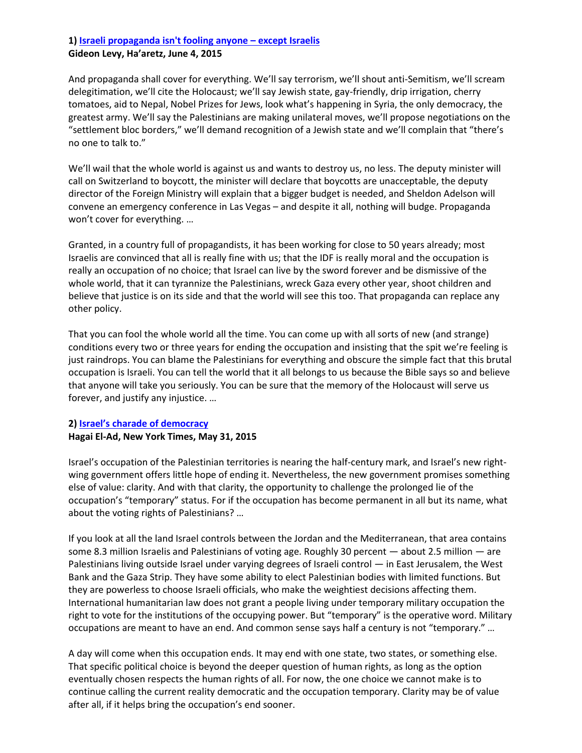**1) [Israeli propaganda isn't fooling anyone – except Israelis]()**
**Gideon Levy, Ha'aretz, June 4, 2015**

And propaganda shall cover for everything. We'll say terrorism, we'll shout anti-Semitism, we'll scream delegitimation, we'll cite the Holocaust; we'll say Jewish state, gay-friendly, drip irrigation, cherry tomatoes, aid to Nepal, Nobel Prizes for Jews, look what's happening in Syria, the only democracy, the greatest army. We'll say the Palestinians are making unilateral moves, we'll propose negotiations on the "settlement bloc borders," we'll demand recognition of a Jewish state and we'll complain that "there's no one to talk to."

We'll wail that the whole world is against us and wants to destroy us, no less. The deputy minister will call on Switzerland to boycott, the minister will declare that boycotts are unacceptable, the deputy director of the Foreign Ministry will explain that a bigger budget is needed, and Sheldon Adelson will convene an emergency conference in Las Vegas – and despite it all, nothing will budge. Propaganda won't cover for everything. …

Granted, in a country full of propagandists, it has been working for close to 50 years already; most Israelis are convinced that all is really fine with us; that the IDF is really moral and the occupation is really an occupation of no choice; that Israel can live by the sword forever and be dismissive of the whole world, that it can tyrannize the Palestinians, wreck Gaza every other year, shoot children and believe that justice is on its side and that the world will see this too. That propaganda can replace any other policy.

That you can fool the whole world all the time. You can come up with all sorts of new (and strange) conditions every two or three years for ending the occupation and insisting that the spit we're feeling is just raindrops. You can blame the Palestinians for everything and obscure the simple fact that this brutal occupation is Israeli. You can tell the world that it all belongs to us because the Bible says so and believe that anyone will take you seriously. You can be sure that the memory of the Holocaust will serve us forever, and justify any injustice. …

**2) [Israel's charade of democracy]()**
**Hagai El-Ad, New York Times, May 31, 2015**

Israel's occupation of the Palestinian territories is nearing the half-century mark, and Israel's new right-wing government offers little hope of ending it. Nevertheless, the new government promises something else of value: clarity. And with that clarity, the opportunity to challenge the prolonged lie of the occupation's "temporary" status. For if the occupation has become permanent in all but its name, what about the voting rights of Palestinians? …

If you look at all the land Israel controls between the Jordan and the Mediterranean, that area contains some 8.3 million Israelis and Palestinians of voting age. Roughly 30 percent — about 2.5 million — are Palestinians living outside Israel under varying degrees of Israeli control — in East Jerusalem, the West Bank and the Gaza Strip. They have some ability to elect Palestinian bodies with limited functions. But they are powerless to choose Israeli officials, who make the weightiest decisions affecting them. International humanitarian law does not grant a people living under temporary military occupation the right to vote for the institutions of the occupying power. But "temporary" is the operative word. Military occupations are meant to have an end. And common sense says half a century is not "temporary." …

A day will come when this occupation ends. It may end with one state, two states, or something else. That specific political choice is beyond the deeper question of human rights, as long as the option eventually chosen respects the human rights of all. For now, the one choice we cannot make is to continue calling the current reality democratic and the occupation temporary. Clarity may be of value after all, if it helps bring the occupation's end sooner.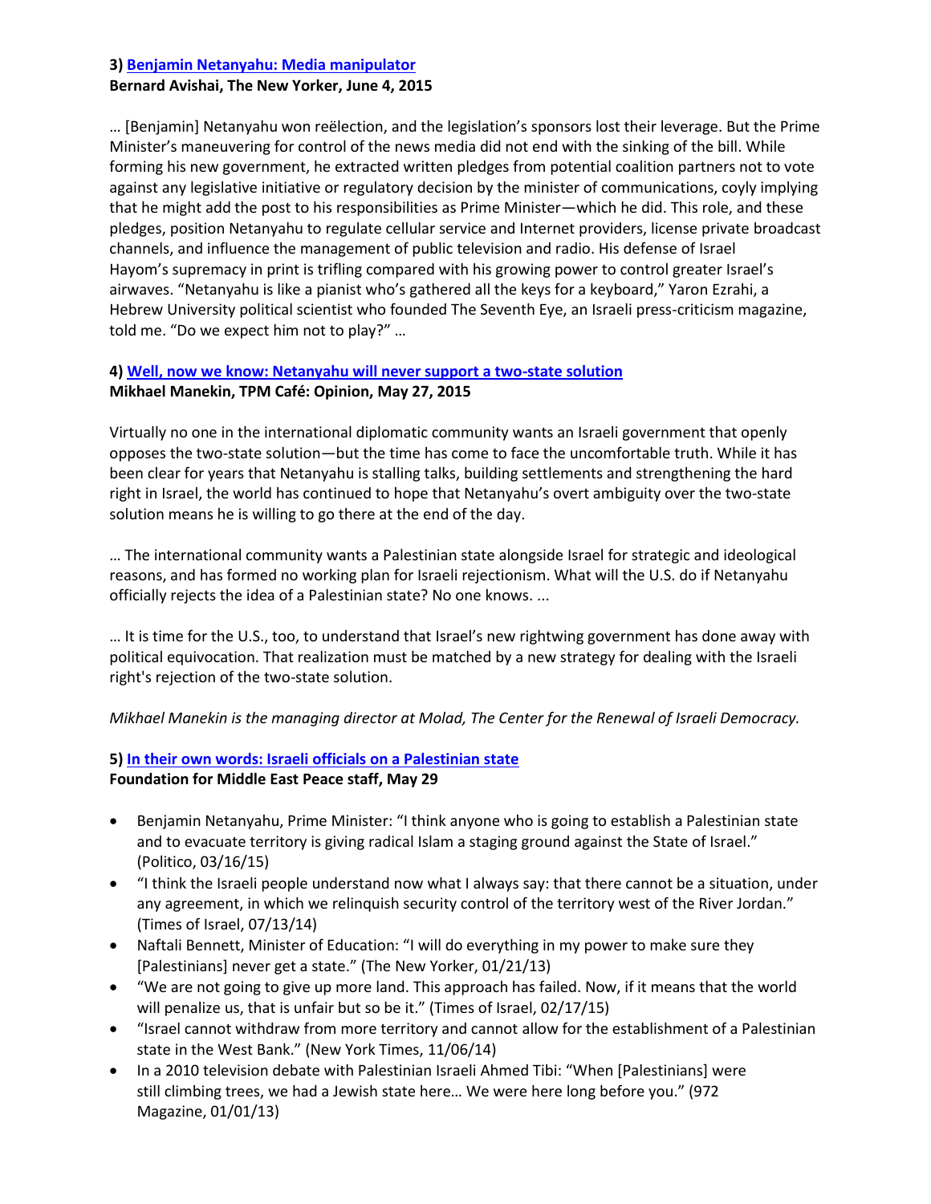### 3) [Benjamin Netanyahu: Media manipulator]()
**Bernard Avishai, The New Yorker, June 4, 2015**

… [Benjamin] Netanyahu won reëlection, and the legislation's sponsors lost their leverage. But the Prime Minister's maneuvering for control of the news media did not end with the sinking of the bill. While forming his new government, he extracted written pledges from potential coalition partners not to vote against any legislative initiative or regulatory decision by the minister of communications, coyly implying that he might add the post to his responsibilities as Prime Minister—which he did. This role, and these pledges, position Netanyahu to regulate cellular service and Internet providers, license private broadcast channels, and influence the management of public television and radio. His defense of Israel Hayom's supremacy in print is trifling compared with his growing power to control greater Israel's airwaves. "Netanyahu is like a pianist who's gathered all the keys for a keyboard," Yaron Ezrahi, a Hebrew University political scientist who founded The Seventh Eye, an Israeli press-criticism magazine, told me. "Do we expect him not to play?" …

### 4) [Well, now we know: Netanyahu will never support a two-state solution]()
**Mikhael Manekin, TPM Café: Opinion, May 27, 2015**

Virtually no one in the international diplomatic community wants an Israeli government that openly opposes the two-state solution—but the time has come to face the uncomfortable truth. While it has been clear for years that Netanyahu is stalling talks, building settlements and strengthening the hard right in Israel, the world has continued to hope that Netanyahu's overt ambiguity over the two-state solution means he is willing to go there at the end of the day.

… The international community wants a Palestinian state alongside Israel for strategic and ideological reasons, and has formed no working plan for Israeli rejectionism. What will the U.S. do if Netanyahu officially rejects the idea of a Palestinian state? No one knows. ...

… It is time for the U.S., too, to understand that Israel's new rightwing government has done away with political equivocation. That realization must be matched by a new strategy for dealing with the Israeli right's rejection of the two-state solution.

*Mikhael Manekin is the managing director at Molad, The Center for the Renewal of Israeli Democracy.*

### 5) [In their own words: Israeli officials on a Palestinian state]()
**Foundation for Middle East Peace staff, May 29**

- Benjamin Netanyahu, Prime Minister: "I think anyone who is going to establish a Palestinian state and to evacuate territory is giving radical Islam a staging ground against the State of Israel." (Politico, 03/16/15)
- "I think the Israeli people understand now what I always say: that there cannot be a situation, under any agreement, in which we relinquish security control of the territory west of the River Jordan." (Times of Israel, 07/13/14)
- Naftali Bennett, Minister of Education: "I will do everything in my power to make sure they [Palestinians] never get a state." (The New Yorker, 01/21/13)
- "We are not going to give up more land. This approach has failed. Now, if it means that the world will penalize us, that is unfair but so be it." (Times of Israel, 02/17/15)
- "Israel cannot withdraw from more territory and cannot allow for the establishment of a Palestinian state in the West Bank." (New York Times, 11/06/14)
- In a 2010 television debate with Palestinian Israeli Ahmed Tibi: "When [Palestinians] were still climbing trees, we had a Jewish state here… We were here long before you." (972 Magazine, 01/01/13)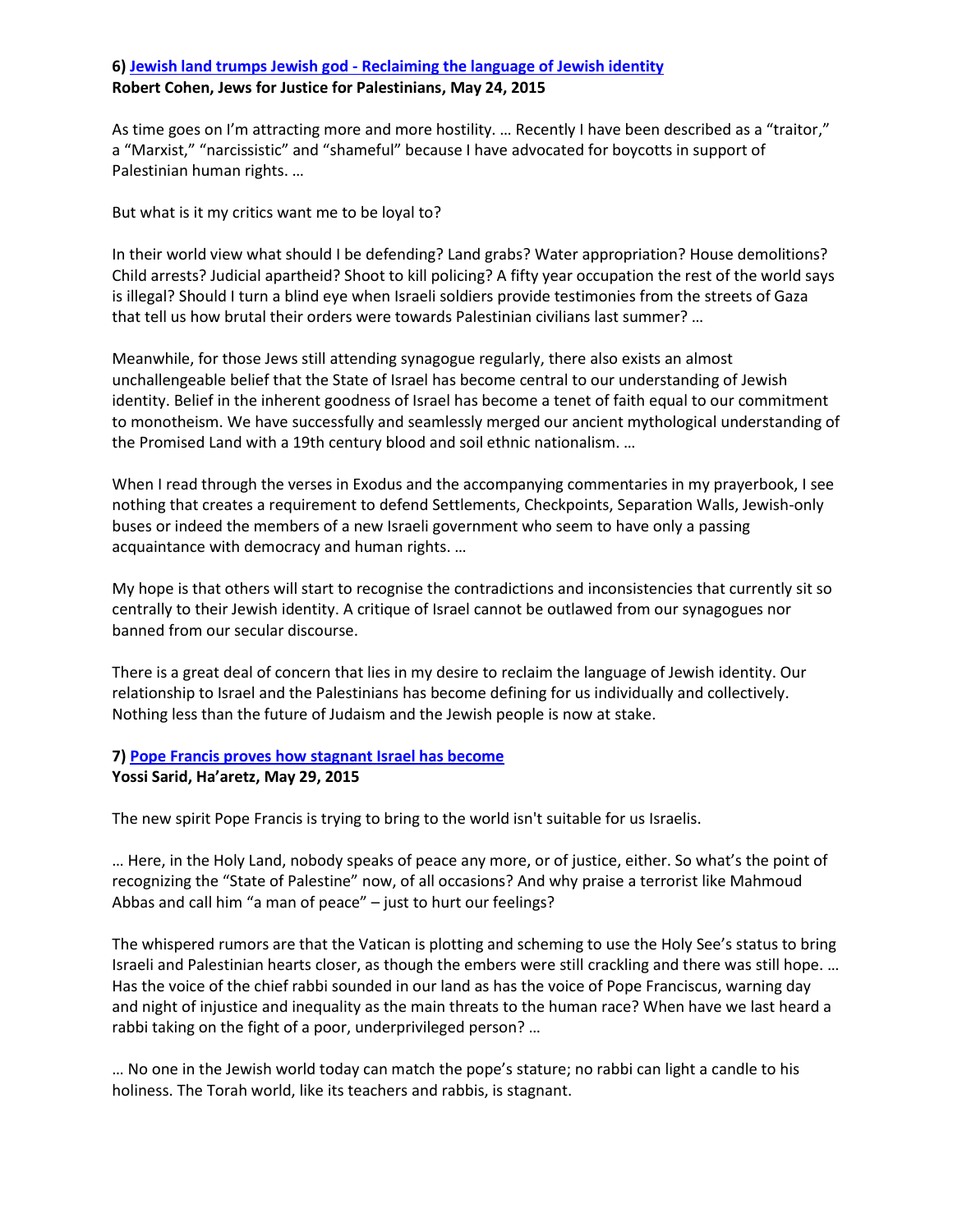**6) [Jewish land trumps Jewish god - Reclaiming the language of Jewish identity]**
**Robert Cohen, Jews for Justice for Palestinians, May 24, 2015**

As time goes on I'm attracting more and more hostility. … Recently I have been described as a "traitor," a "Marxist," "narcissistic" and "shameful" because I have advocated for boycotts in support of Palestinian human rights. …

But what is it my critics want me to be loyal to?

In their world view what should I be defending? Land grabs? Water appropriation? House demolitions? Child arrests? Judicial apartheid? Shoot to kill policing? A fifty year occupation the rest of the world says is illegal? Should I turn a blind eye when Israeli soldiers provide testimonies from the streets of Gaza that tell us how brutal their orders were towards Palestinian civilians last summer? …

Meanwhile, for those Jews still attending synagogue regularly, there also exists an almost unchallengeable belief that the State of Israel has become central to our understanding of Jewish identity. Belief in the inherent goodness of Israel has become a tenet of faith equal to our commitment to monotheism. We have successfully and seamlessly merged our ancient mythological understanding of the Promised Land with a 19th century blood and soil ethnic nationalism. …

When I read through the verses in Exodus and the accompanying commentaries in my prayerbook, I see nothing that creates a requirement to defend Settlements, Checkpoints, Separation Walls, Jewish-only buses or indeed the members of a new Israeli government who seem to have only a passing acquaintance with democracy and human rights. …

My hope is that others will start to recognise the contradictions and inconsistencies that currently sit so centrally to their Jewish identity. A critique of Israel cannot be outlawed from our synagogues nor banned from our secular discourse.

There is a great deal of concern that lies in my desire to reclaim the language of Jewish identity. Our relationship to Israel and the Palestinians has become defining for us individually and collectively. Nothing less than the future of Judaism and the Jewish people is now at stake.

**7) [Pope Francis proves how stagnant Israel has become]**
**Yossi Sarid, Ha'aretz, May 29, 2015**

The new spirit Pope Francis is trying to bring to the world isn't suitable for us Israelis.

… Here, in the Holy Land, nobody speaks of peace any more, or of justice, either. So what's the point of recognizing the "State of Palestine" now, of all occasions? And why praise a terrorist like Mahmoud Abbas and call him "a man of peace" – just to hurt our feelings?

The whispered rumors are that the Vatican is plotting and scheming to use the Holy See's status to bring Israeli and Palestinian hearts closer, as though the embers were still crackling and there was still hope. … Has the voice of the chief rabbi sounded in our land as has the voice of Pope Franciscus, warning day and night of injustice and inequality as the main threats to the human race? When have we last heard a rabbi taking on the fight of a poor, underprivileged person? …

… No one in the Jewish world today can match the pope's stature; no rabbi can light a candle to his holiness. The Torah world, like its teachers and rabbis, is stagnant.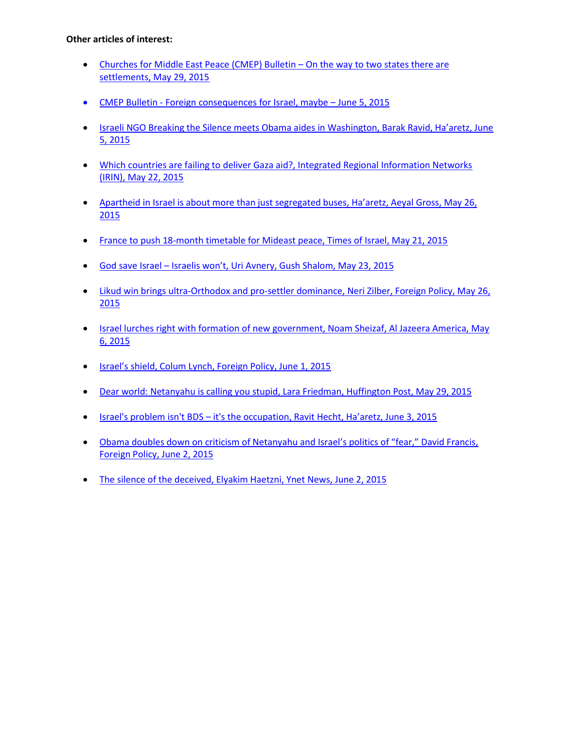**Other articles of interest:**

- Churches for Middle East Peace (CMEP) Bulletin – On the way to two states there are settlements, May 29, 2015
- CMEP Bulletin - Foreign consequences for Israel, maybe – June 5, 2015
- Israeli NGO Breaking the Silence meets Obama aides in Washington, Barak Ravid, Ha'aretz, June 5, 2015
- Which countries are failing to deliver Gaza aid?, Integrated Regional Information Networks (IRIN), May 22, 2015
- Apartheid in Israel is about more than just segregated buses, Ha'aretz, Aeyal Gross, May 26, 2015
- France to push 18-month timetable for Mideast peace, Times of Israel, May 21, 2015
- God save Israel – Israelis won't, Uri Avnery, Gush Shalom, May 23, 2015
- Likud win brings ultra-Orthodox and pro-settler dominance, Neri Zilber, Foreign Policy, May 26, 2015
- Israel lurches right with formation of new government, Noam Sheizaf, Al Jazeera America, May 6, 2015
- Israel's shield, Colum Lynch, Foreign Policy, June 1, 2015
- Dear world: Netanyahu is calling you stupid, Lara Friedman, Huffington Post, May 29, 2015
- Israel's problem isn't BDS – it's the occupation, Ravit Hecht, Ha'aretz, June 3, 2015
- Obama doubles down on criticism of Netanyahu and Israel's politics of "fear," David Francis, Foreign Policy, June 2, 2015
- The silence of the deceived, Elyakim Haetzni, Ynet News, June 2, 2015